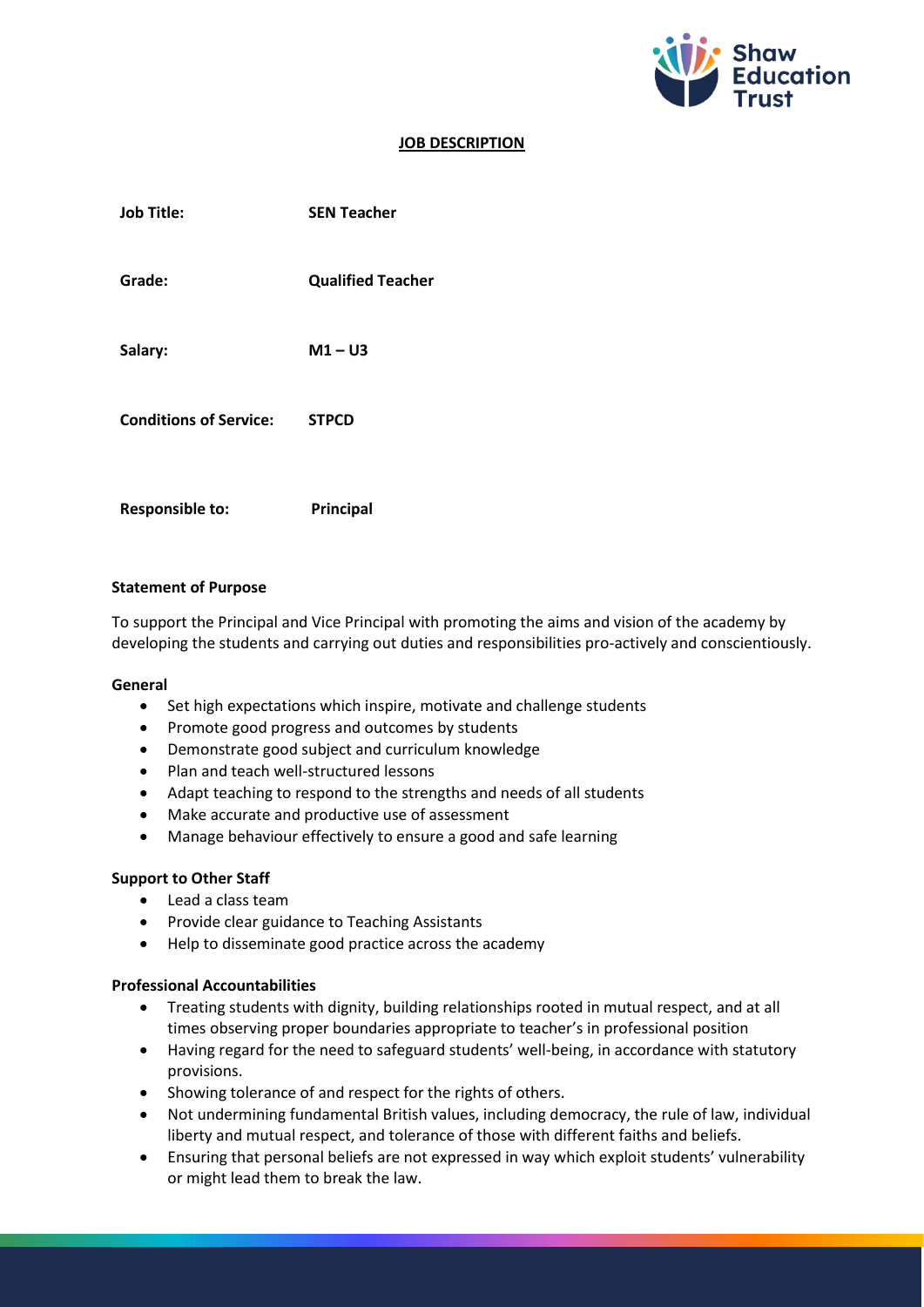# JOB DESCRIPTION

| | |
|---|---|
| **Job Title:** | **SEN Teacher** |
| **Grade:** | **Qualified Teacher** |
| **Salary:** | **M1 – U3** |
| **Conditions of Service:** | **STPCD** |
| **Responsible to:** | **Principal** |

**Statement of Purpose**

To support the Principal and Vice Principal with promoting the aims and vision of the academy by developing the students and carrying out duties and responsibilities pro-actively and conscientiously.

**General**

- Set high expectations which inspire, motivate and challenge students
- Promote good progress and outcomes by students
- Demonstrate good subject and curriculum knowledge
- Plan and teach well-structured lessons
- Adapt teaching to respond to the strengths and needs of all students
- Make accurate and productive use of assessment
- Manage behaviour effectively to ensure a good and safe learning

**Support to Other Staff**

- Lead a class team
- Provide clear guidance to Teaching Assistants
- Help to disseminate good practice across the academy

**Professional Accountabilities**

- Treating students with dignity, building relationships rooted in mutual respect, and at all times observing proper boundaries appropriate to teacher's in professional position
- Having regard for the need to safeguard students' well-being, in accordance with statutory provisions.
- Showing tolerance of and respect for the rights of others.
- Not undermining fundamental British values, including democracy, the rule of law, individual liberty and mutual respect, and tolerance of those with different faiths and beliefs.
- Ensuring that personal beliefs are not expressed in way which exploit students' vulnerability or might lead them to break the law.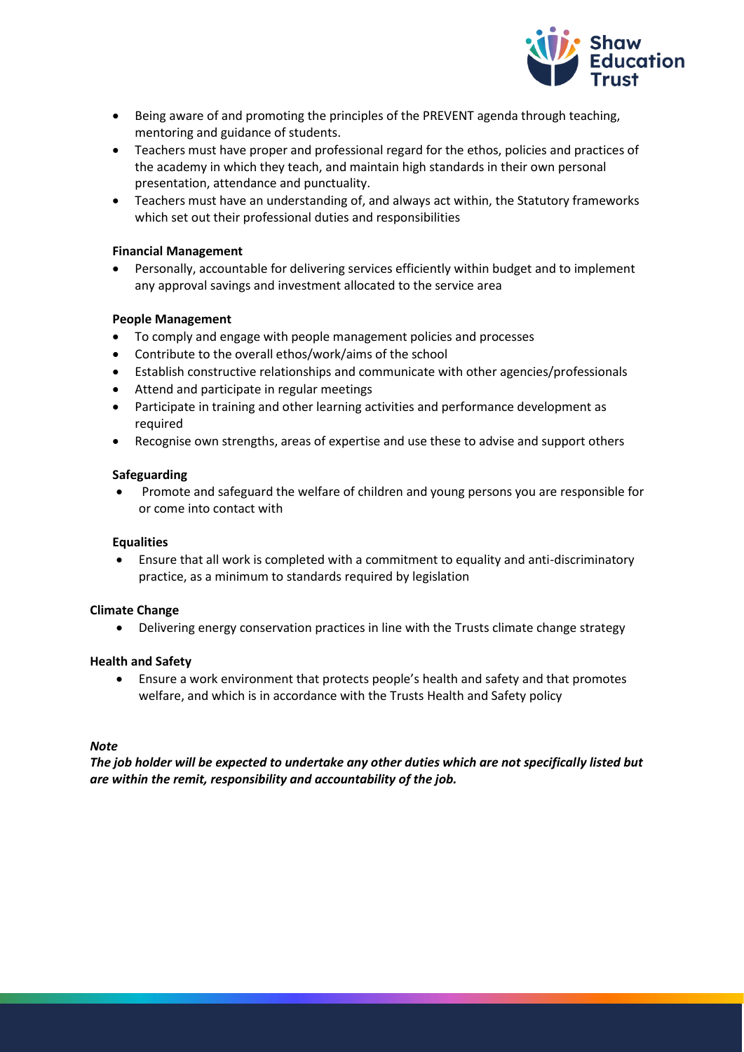- Being aware of and promoting the principles of the PREVENT agenda through teaching, mentoring and guidance of students.
- Teachers must have proper and professional regard for the ethos, policies and practices of the academy in which they teach, and maintain high standards in their own personal presentation, attendance and punctuality.
- Teachers must have an understanding of, and always act within, the Statutory frameworks which set out their professional duties and responsibilities

**Financial Management**

- Personally, accountable for delivering services efficiently within budget and to implement any approval savings and investment allocated to the service area

**People Management**

- To comply and engage with people management policies and processes
- Contribute to the overall ethos/work/aims of the school
- Establish constructive relationships and communicate with other agencies/professionals
- Attend and participate in regular meetings
- Participate in training and other learning activities and performance development as required
- Recognise own strengths, areas of expertise and use these to advise and support others

**Safeguarding**

- Promote and safeguard the welfare of children and young persons you are responsible for or come into contact with

**Equalities**

- Ensure that all work is completed with a commitment to equality and anti-discriminatory practice, as a minimum to standards required by legislation

**Climate Change**

- Delivering energy conservation practices in line with the Trusts climate change strategy

**Health and Safety**

- Ensure a work environment that protects people's health and safety and that promotes welfare, and which is in accordance with the Trusts Health and Safety policy

***Note***

***The job holder will be expected to undertake any other duties which are not specifically listed but are within the remit, responsibility and accountability of the job.***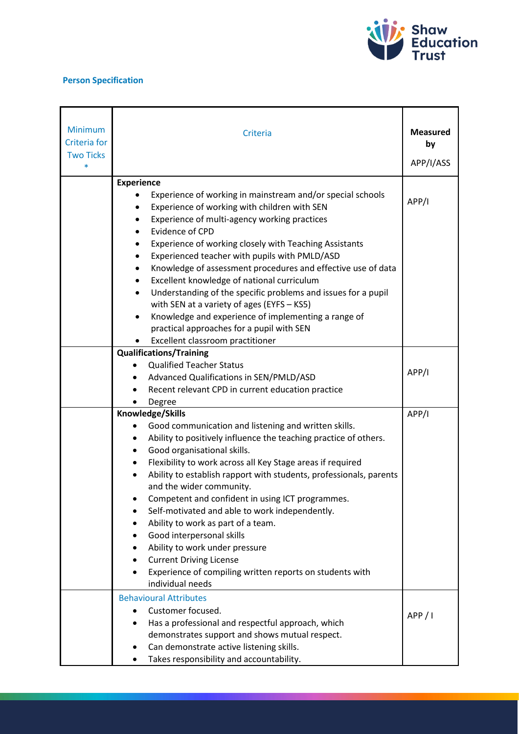**Person Specification**

| Minimum Criteria for Two Ticks * | Criteria | Measured by APP/I/ASS |
|---|---|---|
| | **Experience**<br>• Experience of working in mainstream and/or special schools<br>• Experience of working with children with SEN<br>• Experience of multi-agency working practices<br>• Evidence of CPD<br>• Experience of working closely with Teaching Assistants<br>• Experienced teacher with pupils with PMLD/ASD<br>• Knowledge of assessment procedures and effective use of data<br>• Excellent knowledge of national curriculum<br>• Understanding of the specific problems and issues for a pupil with SEN at a variety of ages (EYFS – KS5)<br>• Knowledge and experience of implementing a range of practical approaches for a pupil with SEN<br>• Excellent classroom practitioner | APP/I |
| | **Qualifications/Training**<br>• Qualified Teacher Status<br>• Advanced Qualifications in SEN/PMLD/ASD<br>• Recent relevant CPD in current education practice<br>• Degree | APP/I |
| | **Knowledge/Skills**<br>• Good communication and listening and written skills.<br>• Ability to positively influence the teaching practice of others.<br>• Good organisational skills.<br>• Flexibility to work across all Key Stage areas if required<br>• Ability to establish rapport with students, professionals, parents and the wider community.<br>• Competent and confident in using ICT programmes.<br>• Self-motivated and able to work independently.<br>• Ability to work as part of a team.<br>• Good interpersonal skills<br>• Ability to work under pressure<br>• Current Driving License<br>• Experience of compiling written reports on students with individual needs | APP/I |
| | Behavioural Attributes<br>• Customer focused.<br>• Has a professional and respectful approach, which demonstrates support and shows mutual respect.<br>• Can demonstrate active listening skills.<br>• Takes responsibility and accountability. | APP / I |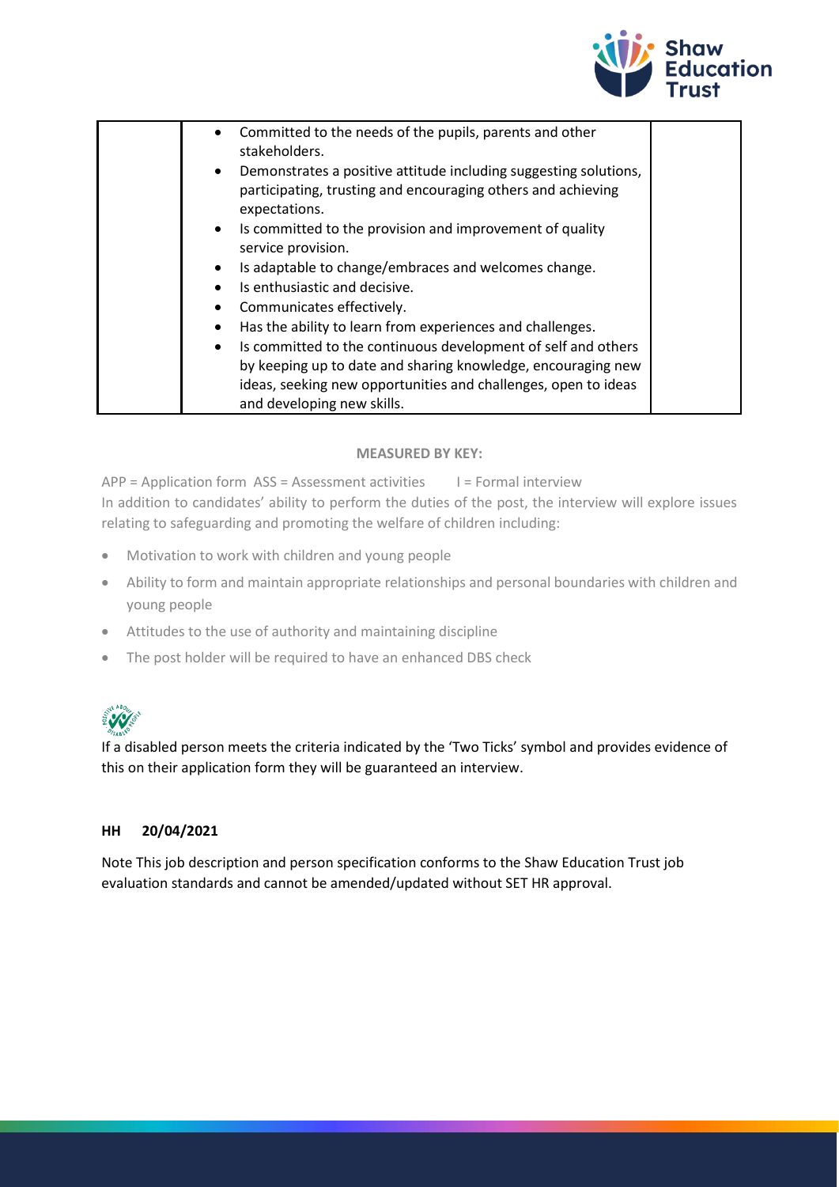| | | |
|---|---|---|
| | • Committed to the needs of the pupils, parents and other stakeholders.<br>• Demonstrates a positive attitude including suggesting solutions, participating, trusting and encouraging others and achieving expectations.<br>• Is committed to the provision and improvement of quality service provision.<br>• Is adaptable to change/embraces and welcomes change.<br>• Is enthusiastic and decisive.<br>• Communicates effectively.<br>• Has the ability to learn from experiences and challenges.<br>• Is committed to the continuous development of self and others by keeping up to date and sharing knowledge, encouraging new ideas, seeking new opportunities and challenges, open to ideas and developing new skills. | |

**MEASURED BY KEY:**

APP = Application form ASS = Assessment activities I = Formal interview

In addition to candidates' ability to perform the duties of the post, the interview will explore issues relating to safeguarding and promoting the welfare of children including:

- Motivation to work with children and young people
- Ability to form and maintain appropriate relationships and personal boundaries with children and young people
- Attitudes to the use of authority and maintaining discipline
- The post holder will be required to have an enhanced DBS check

If a disabled person meets the criteria indicated by the 'Two Ticks' symbol and provides evidence of this on their application form they will be guaranteed an interview.

**HH 20/04/2021**

Note This job description and person specification conforms to the Shaw Education Trust job evaluation standards and cannot be amended/updated without SET HR approval.